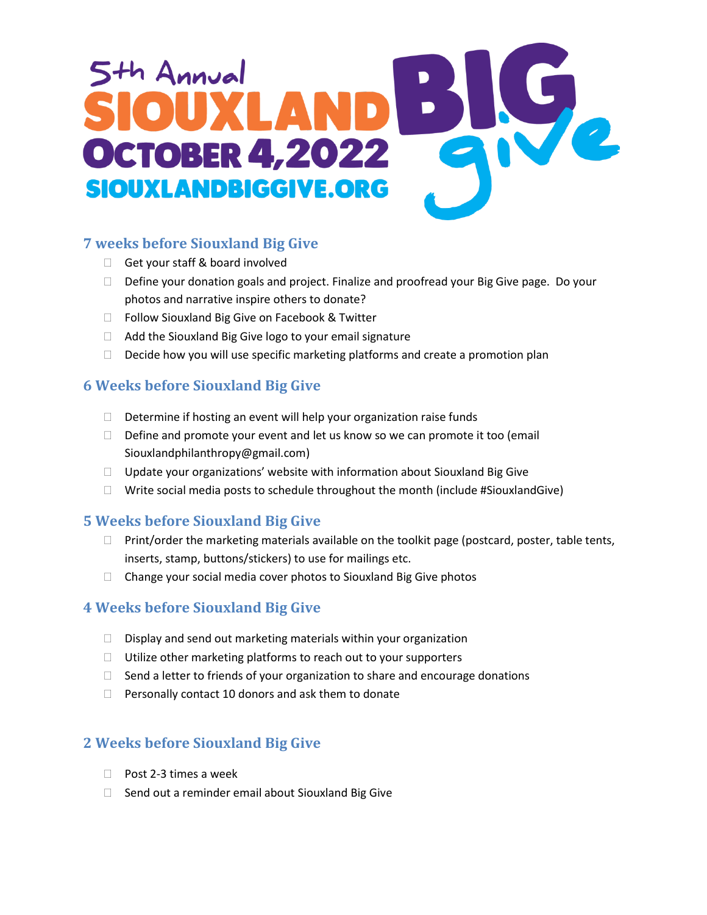# 5th Annual SIOUXLAND BIG give

# OCTOBER 4, 2022

SIOUXLANDBIGGIVE.ORG

## 7 weeks before Siouxland Big Give

- [ ] Get your staff & board involved
- [ ] Define your donation goals and project. Finalize and proofread your Big Give page. Do your photos and narrative inspire others to donate?
- [ ] Follow Siouxland Big Give on Facebook & Twitter
- [ ] Add the Siouxland Big Give logo to your email signature
- [ ] Decide how you will use specific marketing platforms and create a promotion plan

## 6 Weeks before Siouxland Big Give

- [ ] Determine if hosting an event will help your organization raise funds
- [ ] Define and promote your event and let us know so we can promote it too (email Siouxlandphilanthropy@gmail.com)
- [ ] Update your organizations' website with information about Siouxland Big Give
- [ ] Write social media posts to schedule throughout the month (include #SiouxlandGive)

## 5 Weeks before Siouxland Big Give

- [ ] Print/order the marketing materials available on the toolkit page (postcard, poster, table tents, inserts, stamp, buttons/stickers) to use for mailings etc.
- [ ] Change your social media cover photos to Siouxland Big Give photos

## 4 Weeks before Siouxland Big Give

- [ ] Display and send out marketing materials within your organization
- [ ] Utilize other marketing platforms to reach out to your supporters
- [ ] Send a letter to friends of your organization to share and encourage donations
- [ ] Personally contact 10 donors and ask them to donate

## 2 Weeks before Siouxland Big Give

- [ ] Post 2-3 times a week
- [ ] Send out a reminder email about Siouxland Big Give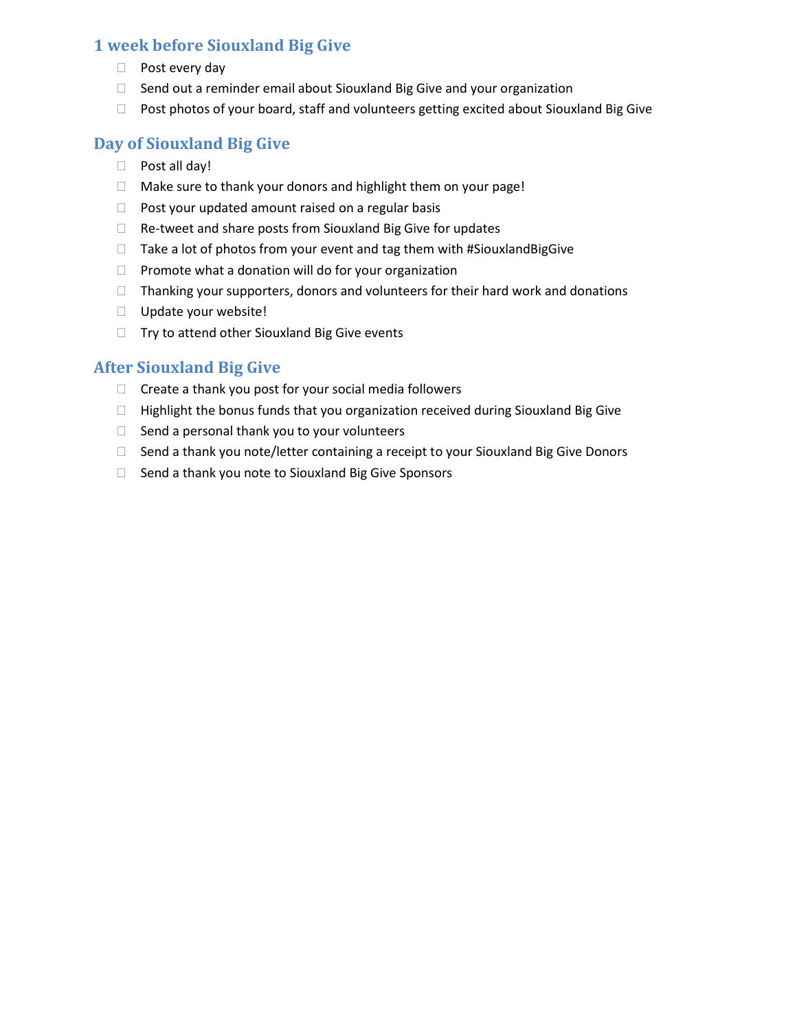## 1 week before Siouxland Big Give

- Post every day
- Send out a reminder email about Siouxland Big Give and your organization
- Post photos of your board, staff and volunteers getting excited about Siouxland Big Give

## Day of Siouxland Big Give

- Post all day!
- Make sure to thank your donors and highlight them on your page!
- Post your updated amount raised on a regular basis
- Re-tweet and share posts from Siouxland Big Give for updates
- Take a lot of photos from your event and tag them with #SiouxlandBigGive
- Promote what a donation will do for your organization
- Thanking your supporters, donors and volunteers for their hard work and donations
- Update your website!
- Try to attend other Siouxland Big Give events

## After Siouxland Big Give

- Create a thank you post for your social media followers
- Highlight the bonus funds that you organization received during Siouxland Big Give
- Send a personal thank you to your volunteers
- Send a thank you note/letter containing a receipt to your Siouxland Big Give Donors
- Send a thank you note to Siouxland Big Give Sponsors